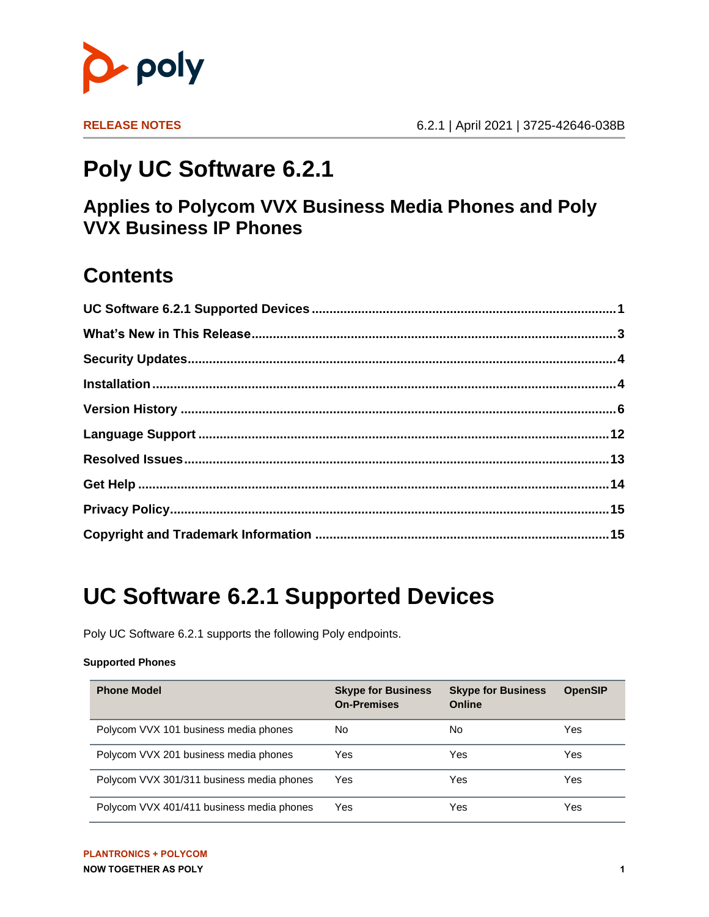RELEASE NOTES 6.2.1 | April 2021 | 3725-42646-038B

# Poly UC Software 6.2.1

## Applies to Polycom VVX Business Media Phones and Poly VVX Business IP Phones

## Contents

**UC Software 6.2.1 Supported Devices** ........................................ 1

**What's New in This Release** ........................................ 3

**Security Updates** ........................................ 4

**Installation** ........................................ 4

**Version History** ........................................ 6

**Language Support** ........................................ 12

**Resolved Issues** ........................................ 13

**Get Help** ........................................ 14

**Privacy Policy** ........................................ 15

**Copyright and Trademark Information** ........................................ 15

# UC Software 6.2.1 Supported Devices

Poly UC Software 6.2.1 supports the following Poly endpoints.

**Supported Phones**

| Phone Model | Skype for Business On-Premises | Skype for Business Online | OpenSIP |
|---|---|---|---|
| Polycom VVX 101 business media phones | No | No | Yes |
| Polycom VVX 201 business media phones | Yes | Yes | Yes |
| Polycom VVX 301/311 business media phones | Yes | Yes | Yes |
| Polycom VVX 401/411 business media phones | Yes | Yes | Yes |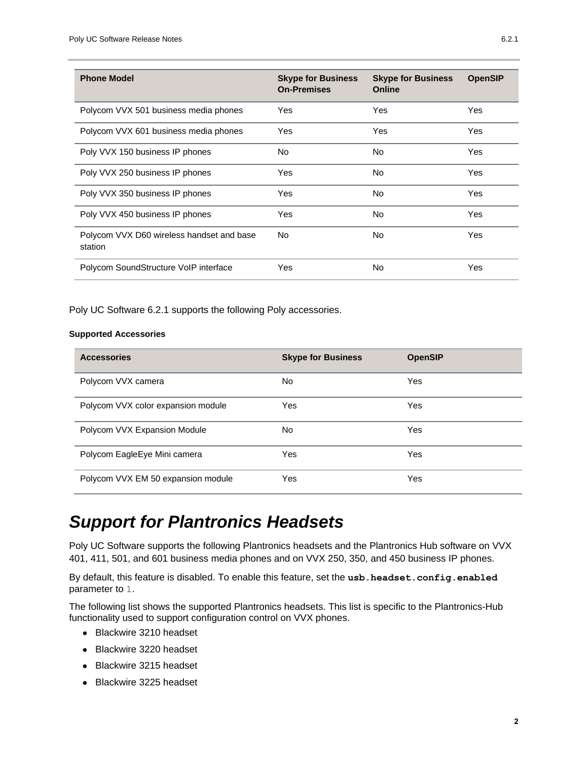| Phone Model | Skype for Business On-Premises | Skype for Business Online | OpenSIP |
| --- | --- | --- | --- |
| Polycom VVX 501 business media phones | Yes | Yes | Yes |
| Polycom VVX 601 business media phones | Yes | Yes | Yes |
| Poly VVX 150 business IP phones | No | No | Yes |
| Poly VVX 250 business IP phones | Yes | No | Yes |
| Poly VVX 350 business IP phones | Yes | No | Yes |
| Poly VVX 450 business IP phones | Yes | No | Yes |
| Polycom VVX D60 wireless handset and base station | No | No | Yes |
| Polycom SoundStructure VoIP interface | Yes | No | Yes |

Poly UC Software 6.2.1 supports the following Poly accessories.

**Supported Accessories**

| Accessories | Skype for Business | OpenSIP |
| --- | --- | --- |
| Polycom VVX camera | No | Yes |
| Polycom VVX color expansion module | Yes | Yes |
| Polycom VVX Expansion Module | No | Yes |
| Polycom EagleEye Mini camera | Yes | Yes |
| Polycom VVX EM 50 expansion module | Yes | Yes |

# ***Support for Plantronics Headsets***

Poly UC Software supports the following Plantronics headsets and the Plantronics Hub software on VVX 401, 411, 501, and 601 business media phones and on VVX 250, 350, and 450 business IP phones.

By default, this feature is disabled. To enable this feature, set the **`usb.headset.config.enabled`** parameter to `1`.

The following list shows the supported Plantronics headsets. This list is specific to the Plantronics-Hub functionality used to support configuration control on VVX phones.

- Blackwire 3210 headset
- Blackwire 3220 headset
- Blackwire 3215 headset
- Blackwire 3225 headset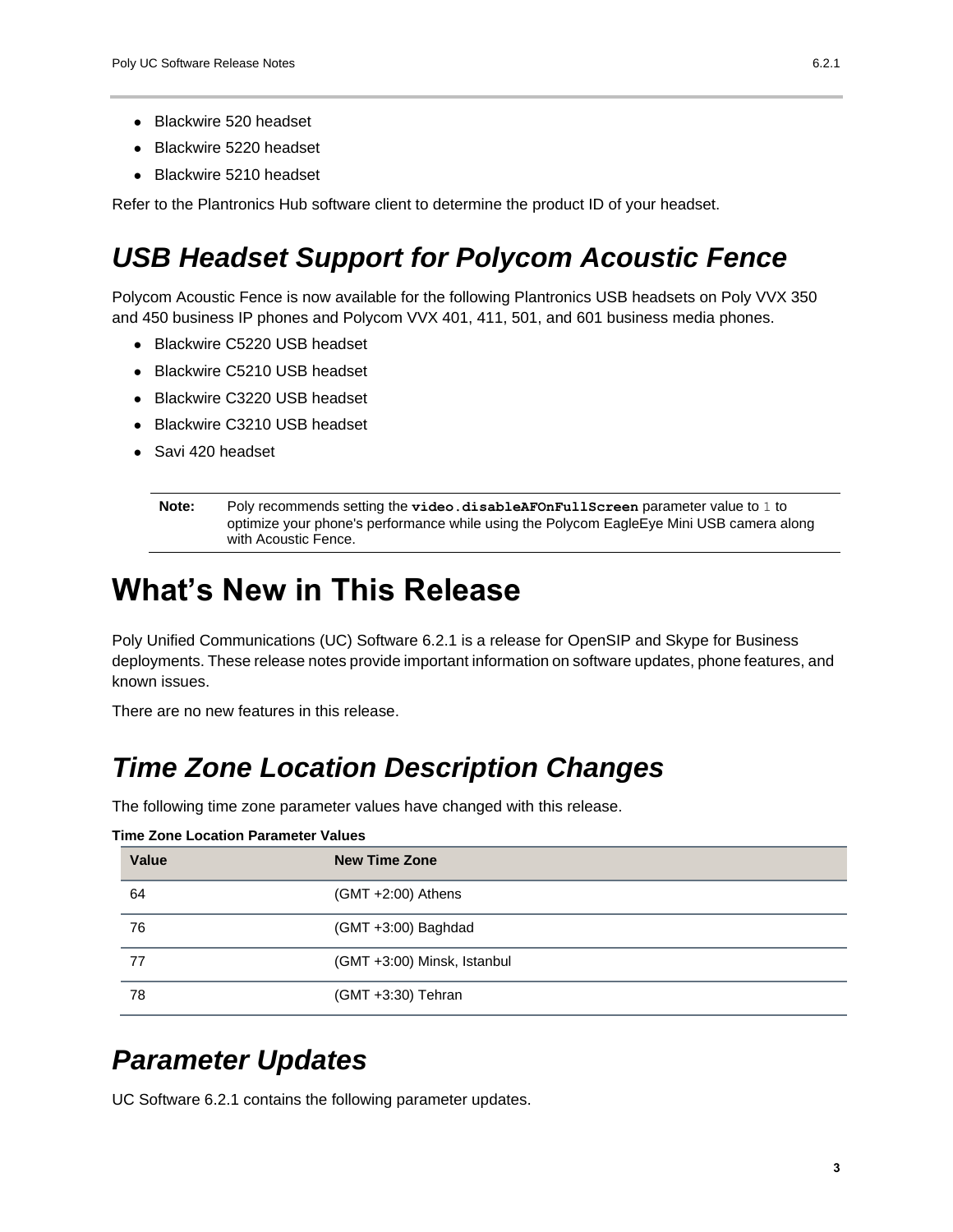- Blackwire 520 headset
- Blackwire 5220 headset
- Blackwire 5210 headset

Refer to the Plantronics Hub software client to determine the product ID of your headset.

## *USB Headset Support for Polycom Acoustic Fence*

Polycom Acoustic Fence is now available for the following Plantronics USB headsets on Poly VVX 350 and 450 business IP phones and Polycom VVX 401, 411, 501, and 601 business media phones.

- Blackwire C5220 USB headset
- Blackwire C5210 USB headset
- Blackwire C3220 USB headset
- Blackwire C3210 USB headset
- Savi 420 headset

| **Note:** | Poly recommends setting the **`video.disableAFOnFullScreen`** parameter value to `1` to optimize your phone's performance while using the Polycom EagleEye Mini USB camera along with Acoustic Fence. |
|---|---|

# What's New in This Release

Poly Unified Communications (UC) Software 6.2.1 is a release for OpenSIP and Skype for Business deployments. These release notes provide important information on software updates, phone features, and known issues.

There are no new features in this release.

## *Time Zone Location Description Changes*

The following time zone parameter values have changed with this release.

**Time Zone Location Parameter Values**

| Value | New Time Zone |
|---|---|
| 64 | (GMT +2:00) Athens |
| 76 | (GMT +3:00) Baghdad |
| 77 | (GMT +3:00) Minsk, Istanbul |
| 78 | (GMT +3:30) Tehran |

## *Parameter Updates*

UC Software 6.2.1 contains the following parameter updates.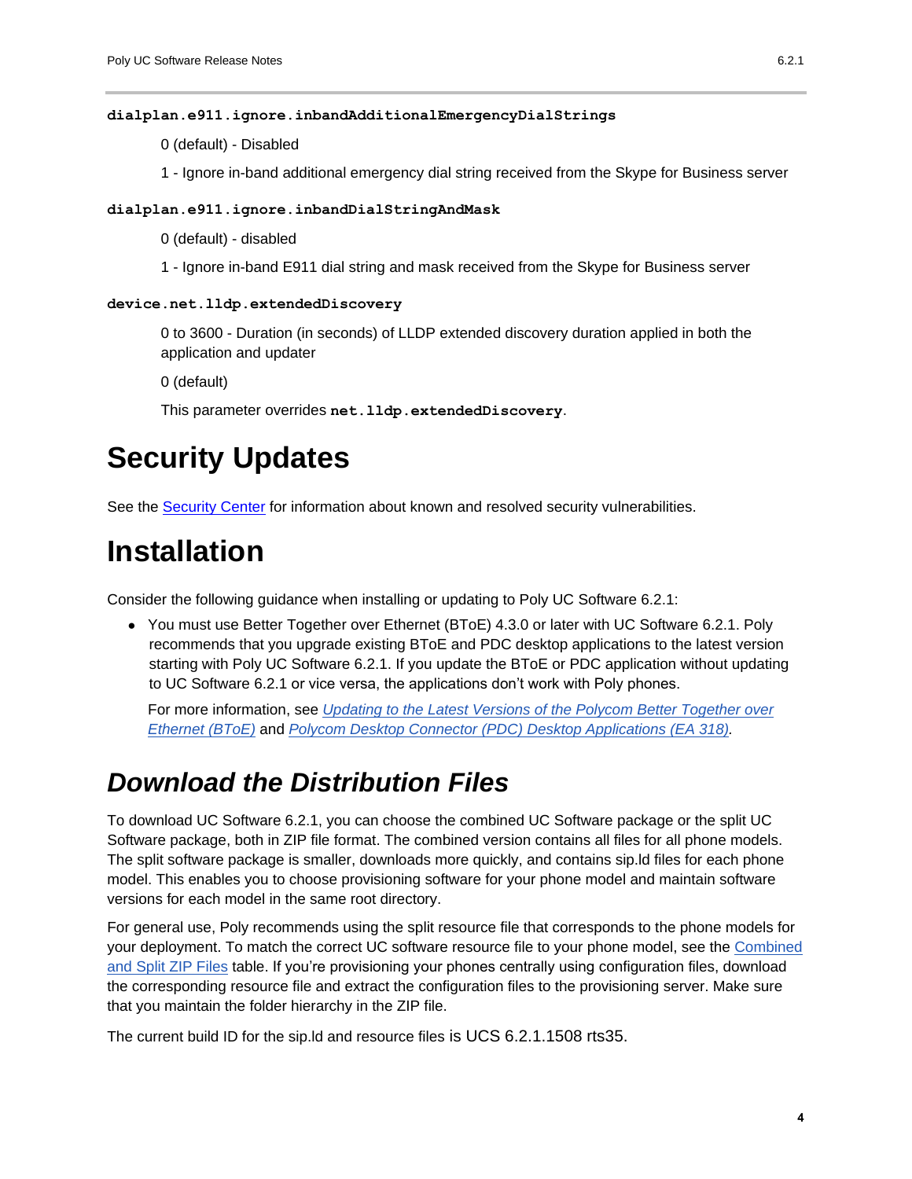**dialplan.e911.ignore.inbandAdditionalEmergencyDialStrings**

0 (default) - Disabled

1 - Ignore in-band additional emergency dial string received from the Skype for Business server

**dialplan.e911.ignore.inbandDialStringAndMask**

0 (default) - disabled

1 - Ignore in-band E911 dial string and mask received from the Skype for Business server

**device.net.lldp.extendedDiscovery**

0 to 3600 - Duration (in seconds) of LLDP extended discovery duration applied in both the application and updater

0 (default)

This parameter overrides **net.lldp.extendedDiscovery**.

# Security Updates

See the [Security Center]() for information about known and resolved security vulnerabilities.

# Installation

Consider the following guidance when installing or updating to Poly UC Software 6.2.1:

- You must use Better Together over Ethernet (BToE) 4.3.0 or later with UC Software 6.2.1. Poly recommends that you upgrade existing BToE and PDC desktop applications to the latest version starting with Poly UC Software 6.2.1. If you update the BToE or PDC application without updating to UC Software 6.2.1 or vice versa, the applications don't work with Poly phones.

  For more information, see *Updating to the Latest Versions of the Polycom Better Together over Ethernet (BToE)* and *Polycom Desktop Connector (PDC) Desktop Applications (EA 318)*.

## *Download the Distribution Files*

To download UC Software 6.2.1, you can choose the combined UC Software package or the split UC Software package, both in ZIP file format. The combined version contains all files for all phone models. The split software package is smaller, downloads more quickly, and contains sip.ld files for each phone model. This enables you to choose provisioning software for your phone model and maintain software versions for each model in the same root directory.

For general use, Poly recommends using the split resource file that corresponds to the phone models for your deployment. To match the correct UC software resource file to your phone model, see the Combined and Split ZIP Files table. If you're provisioning your phones centrally using configuration files, download the corresponding resource file and extract the configuration files to the provisioning server. Make sure that you maintain the folder hierarchy in the ZIP file.

The current build ID for the sip.ld and resource files is UCS 6.2.1.1508 rts35.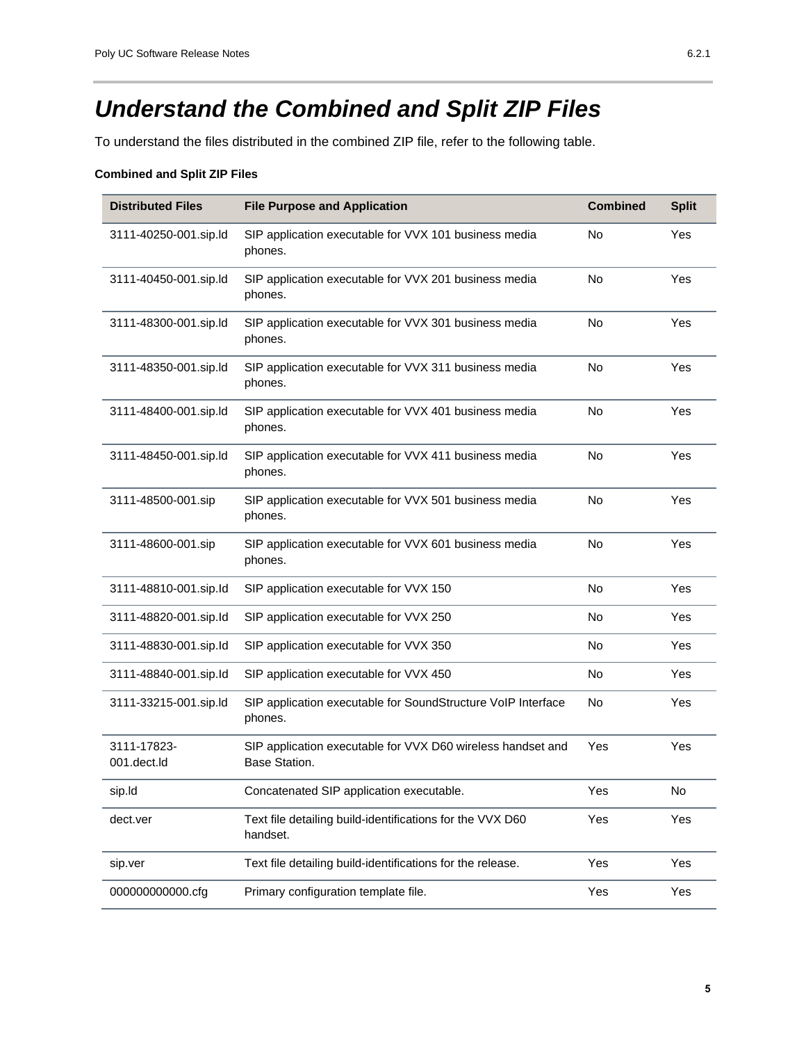# Understand the Combined and Split ZIP Files

To understand the files distributed in the combined ZIP file, refer to the following table.

**Combined and Split ZIP Files**

| Distributed Files | File Purpose and Application | Combined | Split |
|---|---|---|---|
| 3111-40250-001.sip.ld | SIP application executable for VVX 101 business media phones. | No | Yes |
| 3111-40450-001.sip.ld | SIP application executable for VVX 201 business media phones. | No | Yes |
| 3111-48300-001.sip.ld | SIP application executable for VVX 301 business media phones. | No | Yes |
| 3111-48350-001.sip.ld | SIP application executable for VVX 311 business media phones. | No | Yes |
| 3111-48400-001.sip.ld | SIP application executable for VVX 401 business media phones. | No | Yes |
| 3111-48450-001.sip.ld | SIP application executable for VVX 411 business media phones. | No | Yes |
| 3111-48500-001.sip | SIP application executable for VVX 501 business media phones. | No | Yes |
| 3111-48600-001.sip | SIP application executable for VVX 601 business media phones. | No | Yes |
| 3111-48810-001.sip.ld | SIP application executable for VVX 150 | No | Yes |
| 3111-48820-001.sip.ld | SIP application executable for VVX 250 | No | Yes |
| 3111-48830-001.sip.ld | SIP application executable for VVX 350 | No | Yes |
| 3111-48840-001.sip.ld | SIP application executable for VVX 450 | No | Yes |
| 3111-33215-001.sip.ld | SIP application executable for SoundStructure VoIP Interface phones. | No | Yes |
| 3111-17823-001.dect.ld | SIP application executable for VVX D60 wireless handset and Base Station. | Yes | Yes |
| sip.ld | Concatenated SIP application executable. | Yes | No |
| dect.ver | Text file detailing build-identifications for the VVX D60 handset. | Yes | Yes |
| sip.ver | Text file detailing build-identifications for the release. | Yes | Yes |
| 000000000000.cfg | Primary configuration template file. | Yes | Yes |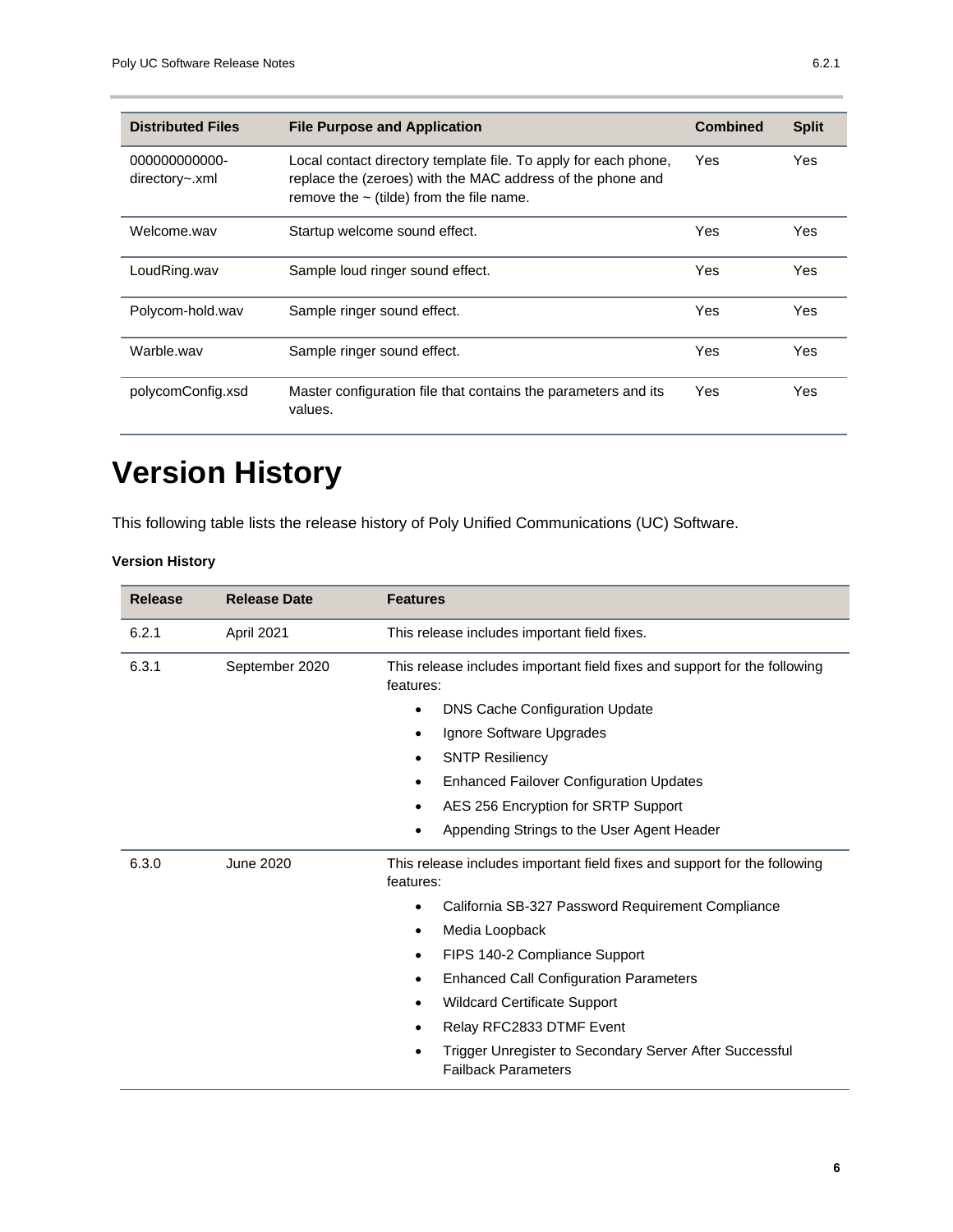| Distributed Files | File Purpose and Application | Combined | Split |
| --- | --- | --- | --- |
| 000000000000-directory~.xml | Local contact directory template file. To apply for each phone, replace the (zeroes) with the MAC address of the phone and remove the ~ (tilde) from the file name. | Yes | Yes |
| Welcome.wav | Startup welcome sound effect. | Yes | Yes |
| LoudRing.wav | Sample loud ringer sound effect. | Yes | Yes |
| Polycom-hold.wav | Sample ringer sound effect. | Yes | Yes |
| Warble.wav | Sample ringer sound effect. | Yes | Yes |
| polycomConfig.xsd | Master configuration file that contains the parameters and its values. | Yes | Yes |

# Version History

This following table lists the release history of Poly Unified Communications (UC) Software.

**Version History**

| Release | Release Date | Features |
| --- | --- | --- |
| 6.2.1 | April 2021 | This release includes important field fixes. |
| 6.3.1 | September 2020 | This release includes important field fixes and support for the following features:<br>• DNS Cache Configuration Update<br>• Ignore Software Upgrades<br>• SNTP Resiliency<br>• Enhanced Failover Configuration Updates<br>• AES 256 Encryption for SRTP Support<br>• Appending Strings to the User Agent Header |
| 6.3.0 | June 2020 | This release includes important field fixes and support for the following features:<br>• California SB-327 Password Requirement Compliance<br>• Media Loopback<br>• FIPS 140-2 Compliance Support<br>• Enhanced Call Configuration Parameters<br>• Wildcard Certificate Support<br>• Relay RFC2833 DTMF Event<br>• Trigger Unregister to Secondary Server After Successful Failback Parameters |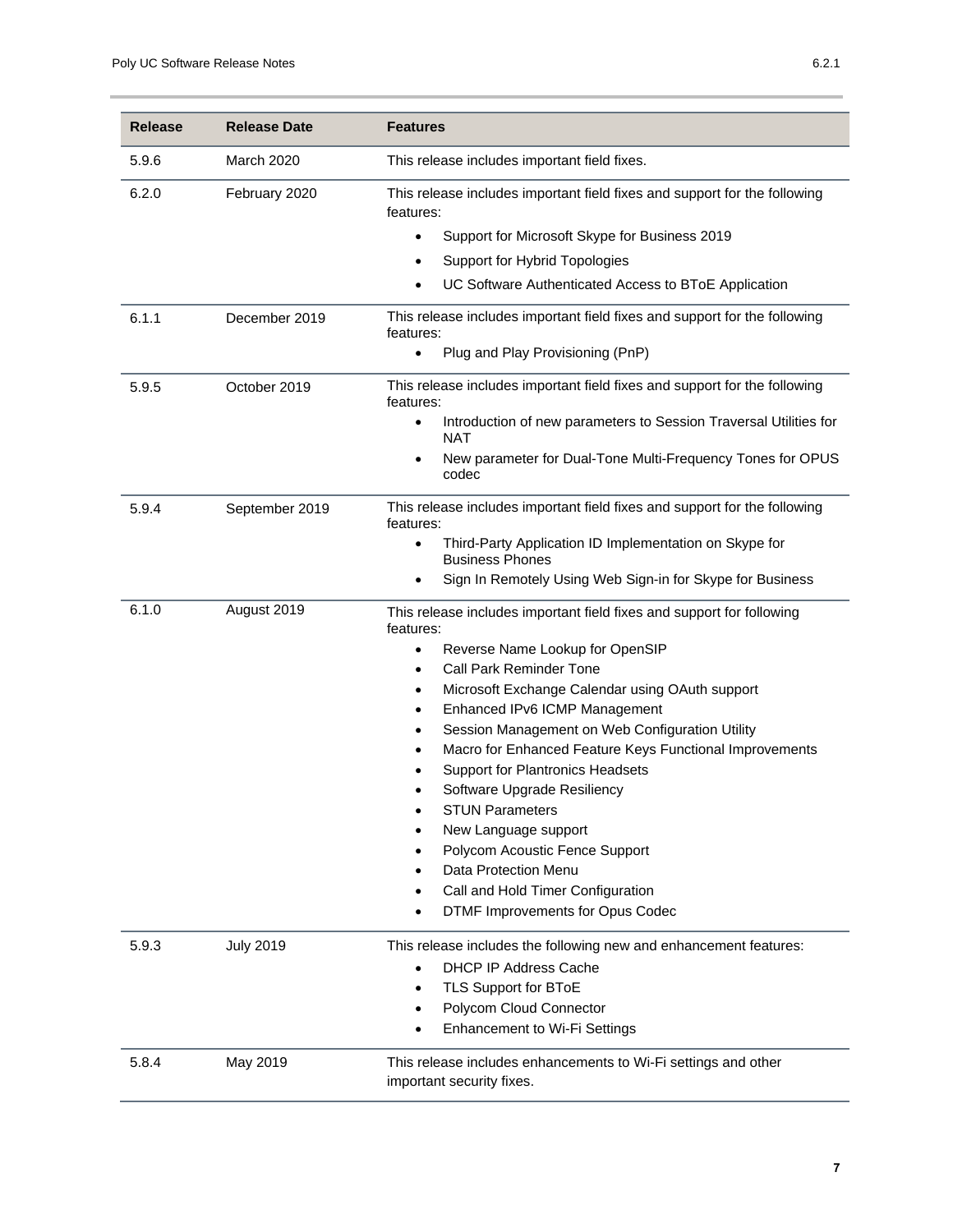| Release | Release Date | Features |
| --- | --- | --- |
| 5.9.6 | March 2020 | This release includes important field fixes. |
| 6.2.0 | February 2020 | This release includes important field fixes and support for the following features:<br>• Support for Microsoft Skype for Business 2019<br>• Support for Hybrid Topologies<br>• UC Software Authenticated Access to BToE Application |
| 6.1.1 | December 2019 | This release includes important field fixes and support for the following features:<br>• Plug and Play Provisioning (PnP) |
| 5.9.5 | October 2019 | This release includes important field fixes and support for the following features:<br>• Introduction of new parameters to Session Traversal Utilities for NAT<br>• New parameter for Dual-Tone Multi-Frequency Tones for OPUS codec |
| 5.9.4 | September 2019 | This release includes important field fixes and support for the following features:<br>• Third-Party Application ID Implementation on Skype for Business Phones<br>• Sign In Remotely Using Web Sign-in for Skype for Business |
| 6.1.0 | August 2019 | This release includes important field fixes and support for following features:<br>• Reverse Name Lookup for OpenSIP<br>• Call Park Reminder Tone<br>• Microsoft Exchange Calendar using OAuth support<br>• Enhanced IPv6 ICMP Management<br>• Session Management on Web Configuration Utility<br>• Macro for Enhanced Feature Keys Functional Improvements<br>• Support for Plantronics Headsets<br>• Software Upgrade Resiliency<br>• STUN Parameters<br>• New Language support<br>• Polycom Acoustic Fence Support<br>• Data Protection Menu<br>• Call and Hold Timer Configuration<br>• DTMF Improvements for Opus Codec |
| 5.9.3 | July 2019 | This release includes the following new and enhancement features:<br>• DHCP IP Address Cache<br>• TLS Support for BToE<br>• Polycom Cloud Connector<br>• Enhancement to Wi-Fi Settings |
| 5.8.4 | May 2019 | This release includes enhancements to Wi-Fi settings and other important security fixes. |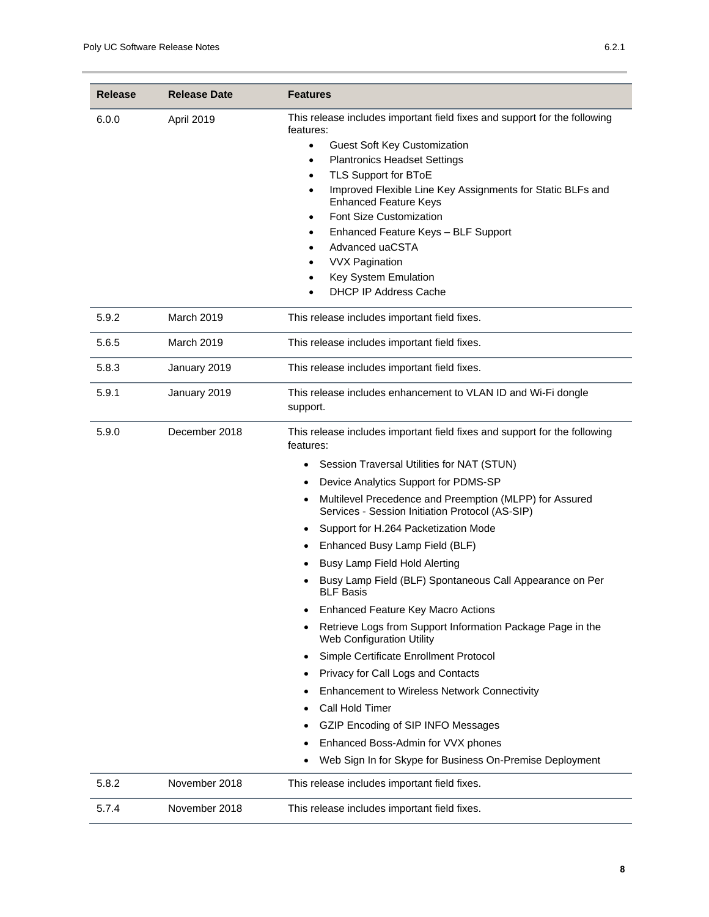| Release | Release Date | Features |
| --- | --- | --- |
| 6.0.0 | April 2019 | This release includes important field fixes and support for the following features:<br>• Guest Soft Key Customization<br>• Plantronics Headset Settings<br>• TLS Support for BToE<br>• Improved Flexible Line Key Assignments for Static BLFs and Enhanced Feature Keys<br>• Font Size Customization<br>• Enhanced Feature Keys – BLF Support<br>• Advanced uaCSTA<br>• VVX Pagination<br>• Key System Emulation<br>• DHCP IP Address Cache |
| 5.9.2 | March 2019 | This release includes important field fixes. |
| 5.6.5 | March 2019 | This release includes important field fixes. |
| 5.8.3 | January 2019 | This release includes important field fixes. |
| 5.9.1 | January 2019 | This release includes enhancement to VLAN ID and Wi-Fi dongle support. |
| 5.9.0 | December 2018 | This release includes important field fixes and support for the following features:<br>• Session Traversal Utilities for NAT (STUN)<br>• Device Analytics Support for PDMS-SP<br>• Multilevel Precedence and Preemption (MLPP) for Assured Services - Session Initiation Protocol (AS-SIP)<br>• Support for H.264 Packetization Mode<br>• Enhanced Busy Lamp Field (BLF)<br>• Busy Lamp Field Hold Alerting<br>• Busy Lamp Field (BLF) Spontaneous Call Appearance on Per BLF Basis<br>• Enhanced Feature Key Macro Actions<br>• Retrieve Logs from Support Information Package Page in the Web Configuration Utility<br>• Simple Certificate Enrollment Protocol<br>• Privacy for Call Logs and Contacts<br>• Enhancement to Wireless Network Connectivity<br>• Call Hold Timer<br>• GZIP Encoding of SIP INFO Messages<br>• Enhanced Boss-Admin for VVX phones<br>• Web Sign In for Skype for Business On-Premise Deployment |
| 5.8.2 | November 2018 | This release includes important field fixes. |
| 5.7.4 | November 2018 | This release includes important field fixes. |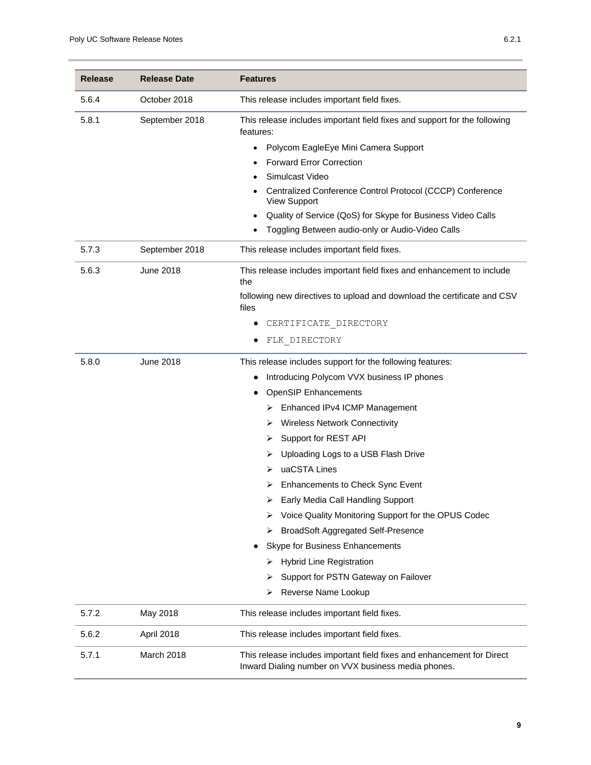| Release | Release Date | Features |
| --- | --- | --- |
| 5.6.4 | October 2018 | This release includes important field fixes. |
| 5.8.1 | September 2018 | This release includes important field fixes and support for the following features:<br>• Polycom EagleEye Mini Camera Support<br>• Forward Error Correction<br>• Simulcast Video<br>• Centralized Conference Control Protocol (CCCP) Conference View Support<br>• Quality of Service (QoS) for Skype for Business Video Calls<br>• Toggling Between audio-only or Audio-Video Calls |
| 5.7.3 | September 2018 | This release includes important field fixes. |
| 5.6.3 | June 2018 | This release includes important field fixes and enhancement to include the<br>following new directives to upload and download the certificate and CSV files<br>• `CERTIFICATE_DIRECTORY`<br>• `FLK_DIRECTORY` |
| 5.8.0 | June 2018 | This release includes support for the following features:<br>• Introducing Polycom VVX business IP phones<br>• OpenSIP Enhancements<br>➢ Enhanced IPv4 ICMP Management<br>➢ Wireless Network Connectivity<br>➢ Support for REST API<br>➢ Uploading Logs to a USB Flash Drive<br>➢ uaCSTA Lines<br>➢ Enhancements to Check Sync Event<br>➢ Early Media Call Handling Support<br>➢ Voice Quality Monitoring Support for the OPUS Codec<br>➢ BroadSoft Aggregated Self-Presence<br>• Skype for Business Enhancements<br>➢ Hybrid Line Registration<br>➢ Support for PSTN Gateway on Failover<br>➢ Reverse Name Lookup |
| 5.7.2 | May 2018 | This release includes important field fixes. |
| 5.6.2 | April 2018 | This release includes important field fixes. |
| 5.7.1 | March 2018 | This release includes important field fixes and enhancement for Direct Inward Dialing number on VVX business media phones. |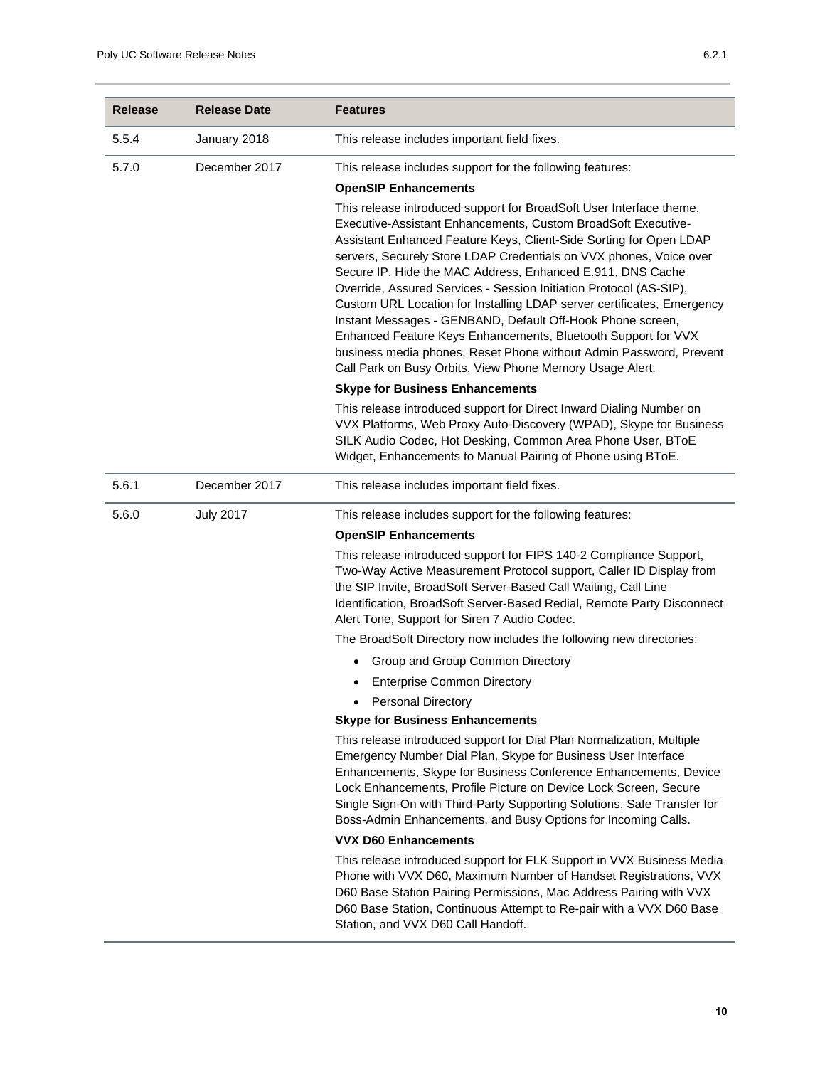| Release | Release Date | Features |
| --- | --- | --- |
| 5.5.4 | January 2018 | This release includes important field fixes. |
| 5.7.0 | December 2017 | This release includes support for the following features:<br><br>**OpenSIP Enhancements**<br><br>This release introduced support for BroadSoft User Interface theme, Executive-Assistant Enhancements, Custom BroadSoft Executive-Assistant Enhanced Feature Keys, Client-Side Sorting for Open LDAP servers, Securely Store LDAP Credentials on VVX phones, Voice over Secure IP. Hide the MAC Address, Enhanced E.911, DNS Cache Override, Assured Services - Session Initiation Protocol (AS-SIP), Custom URL Location for Installing LDAP server certificates, Emergency Instant Messages - GENBAND, Default Off-Hook Phone screen, Enhanced Feature Keys Enhancements, Bluetooth Support for VVX business media phones, Reset Phone without Admin Password, Prevent Call Park on Busy Orbits, View Phone Memory Usage Alert.<br><br>**Skype for Business Enhancements**<br><br>This release introduced support for Direct Inward Dialing Number on VVX Platforms, Web Proxy Auto-Discovery (WPAD), Skype for Business SILK Audio Codec, Hot Desking, Common Area Phone User, BToE Widget, Enhancements to Manual Pairing of Phone using BToE. |
| 5.6.1 | December 2017 | This release includes important field fixes. |
| 5.6.0 | July 2017 | This release includes support for the following features:<br><br>**OpenSIP Enhancements**<br><br>This release introduced support for FIPS 140-2 Compliance Support, Two-Way Active Measurement Protocol support, Caller ID Display from the SIP Invite, BroadSoft Server-Based Call Waiting, Call Line Identification, BroadSoft Server-Based Redial, Remote Party Disconnect Alert Tone, Support for Siren 7 Audio Codec.<br><br>The BroadSoft Directory now includes the following new directories:<br><br>• Group and Group Common Directory<br>• Enterprise Common Directory<br>• Personal Directory<br><br>**Skype for Business Enhancements**<br><br>This release introduced support for Dial Plan Normalization, Multiple Emergency Number Dial Plan, Skype for Business User Interface Enhancements, Skype for Business Conference Enhancements, Device Lock Enhancements, Profile Picture on Device Lock Screen, Secure Single Sign-On with Third-Party Supporting Solutions, Safe Transfer for Boss-Admin Enhancements, and Busy Options for Incoming Calls.<br><br>**VVX D60 Enhancements**<br><br>This release introduced support for FLK Support in VVX Business Media Phone with VVX D60, Maximum Number of Handset Registrations, VVX D60 Base Station Pairing Permissions, Mac Address Pairing with VVX D60 Base Station, Continuous Attempt to Re-pair with a VVX D60 Base Station, and VVX D60 Call Handoff. |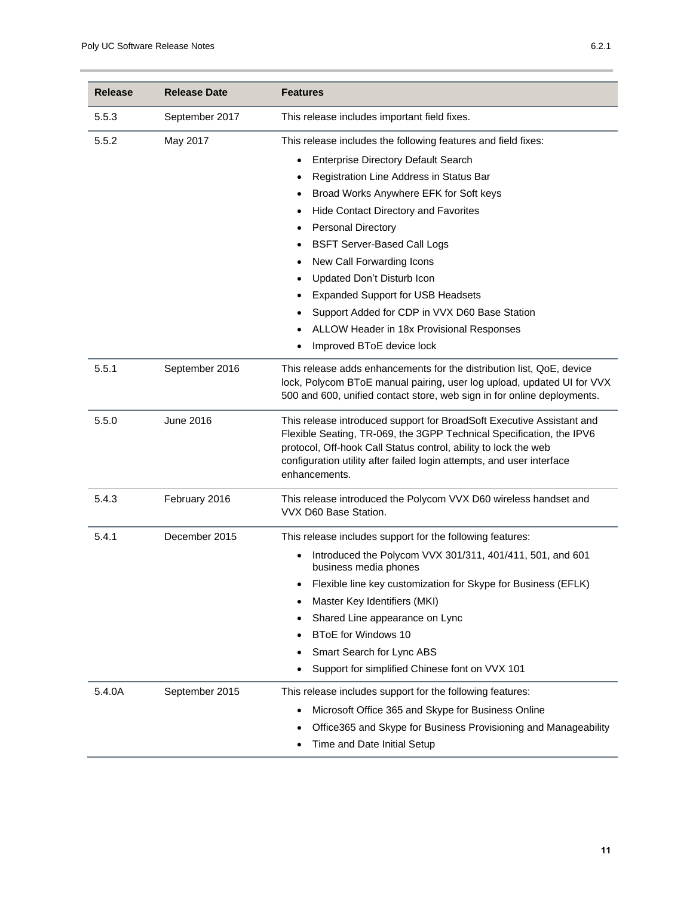| Release | Release Date | Features |
|---|---|---|
| 5.5.3 | September 2017 | This release includes important field fixes. |
| 5.5.2 | May 2017 | This release includes the following features and field fixes:<br>• Enterprise Directory Default Search<br>• Registration Line Address in Status Bar<br>• Broad Works Anywhere EFK for Soft keys<br>• Hide Contact Directory and Favorites<br>• Personal Directory<br>• BSFT Server-Based Call Logs<br>• New Call Forwarding Icons<br>• Updated Don't Disturb Icon<br>• Expanded Support for USB Headsets<br>• Support Added for CDP in VVX D60 Base Station<br>• ALLOW Header in 18x Provisional Responses<br>• Improved BToE device lock |
| 5.5.1 | September 2016 | This release adds enhancements for the distribution list, QoE, device lock, Polycom BToE manual pairing, user log upload, updated UI for VVX 500 and 600, unified contact store, web sign in for online deployments. |
| 5.5.0 | June 2016 | This release introduced support for BroadSoft Executive Assistant and Flexible Seating, TR-069, the 3GPP Technical Specification, the IPV6 protocol, Off-hook Call Status control, ability to lock the web configuration utility after failed login attempts, and user interface enhancements. |
| 5.4.3 | February 2016 | This release introduced the Polycom VVX D60 wireless handset and VVX D60 Base Station. |
| 5.4.1 | December 2015 | This release includes support for the following features:<br>• Introduced the Polycom VVX 301/311, 401/411, 501, and 601 business media phones<br>• Flexible line key customization for Skype for Business (EFLK)<br>• Master Key Identifiers (MKI)<br>• Shared Line appearance on Lync<br>• BToE for Windows 10<br>• Smart Search for Lync ABS<br>• Support for simplified Chinese font on VVX 101 |
| 5.4.0A | September 2015 | This release includes support for the following features:<br>• Microsoft Office 365 and Skype for Business Online<br>• Office365 and Skype for Business Provisioning and Manageability<br>• Time and Date Initial Setup |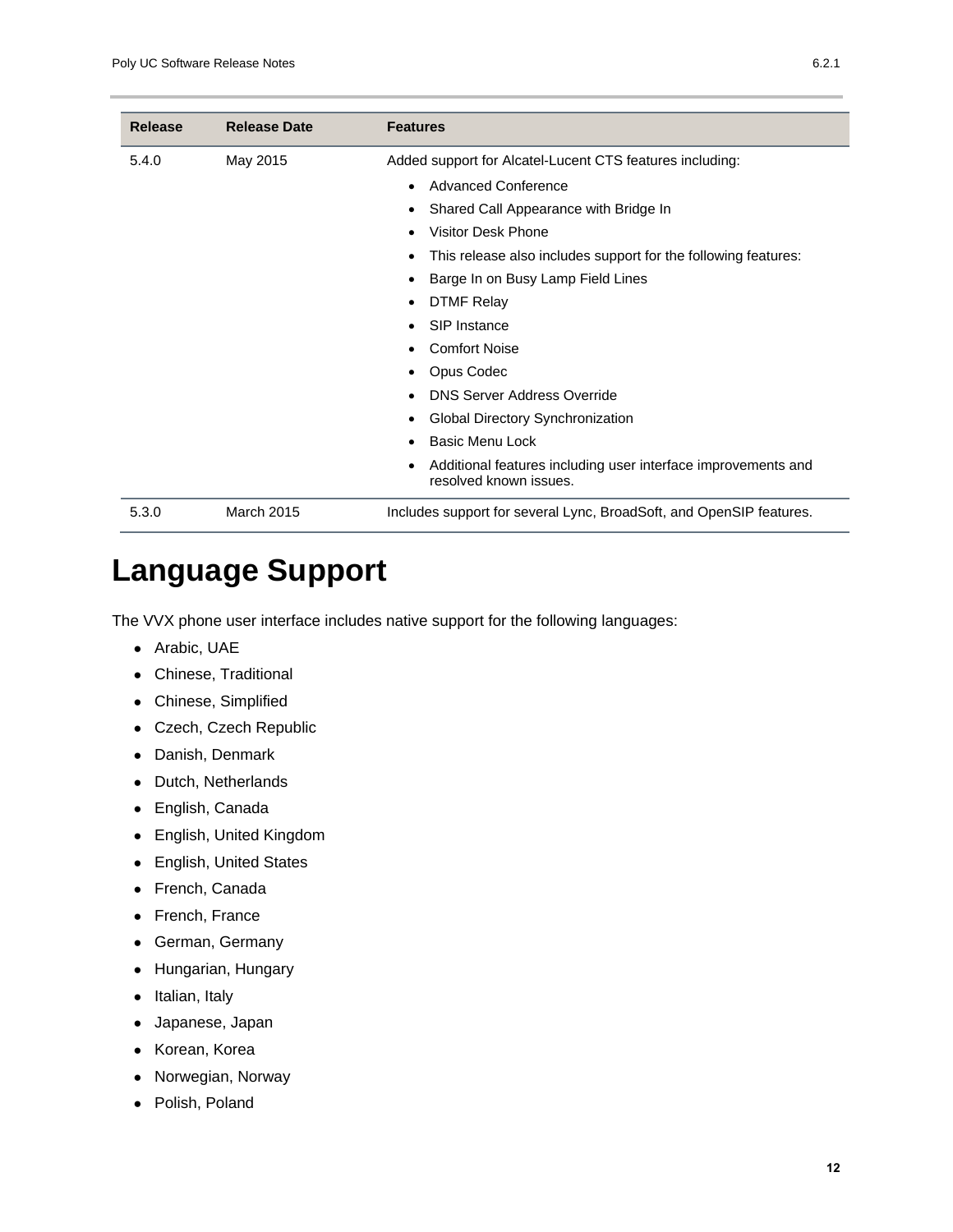| Release | Release Date | Features |
| --- | --- | --- |
| 5.4.0 | May 2015 | Added support for Alcatel-Lucent CTS features including:<br>• Advanced Conference<br>• Shared Call Appearance with Bridge In<br>• Visitor Desk Phone<br>• This release also includes support for the following features:<br>• Barge In on Busy Lamp Field Lines<br>• DTMF Relay<br>• SIP Instance<br>• Comfort Noise<br>• Opus Codec<br>• DNS Server Address Override<br>• Global Directory Synchronization<br>• Basic Menu Lock<br>• Additional features including user interface improvements and resolved known issues. |
| 5.3.0 | March 2015 | Includes support for several Lync, BroadSoft, and OpenSIP features. |

# Language Support

The VVX phone user interface includes native support for the following languages:

- Arabic, UAE
- Chinese, Traditional
- Chinese, Simplified
- Czech, Czech Republic
- Danish, Denmark
- Dutch, Netherlands
- English, Canada
- English, United Kingdom
- English, United States
- French, Canada
- French, France
- German, Germany
- Hungarian, Hungary
- Italian, Italy
- Japanese, Japan
- Korean, Korea
- Norwegian, Norway
- Polish, Poland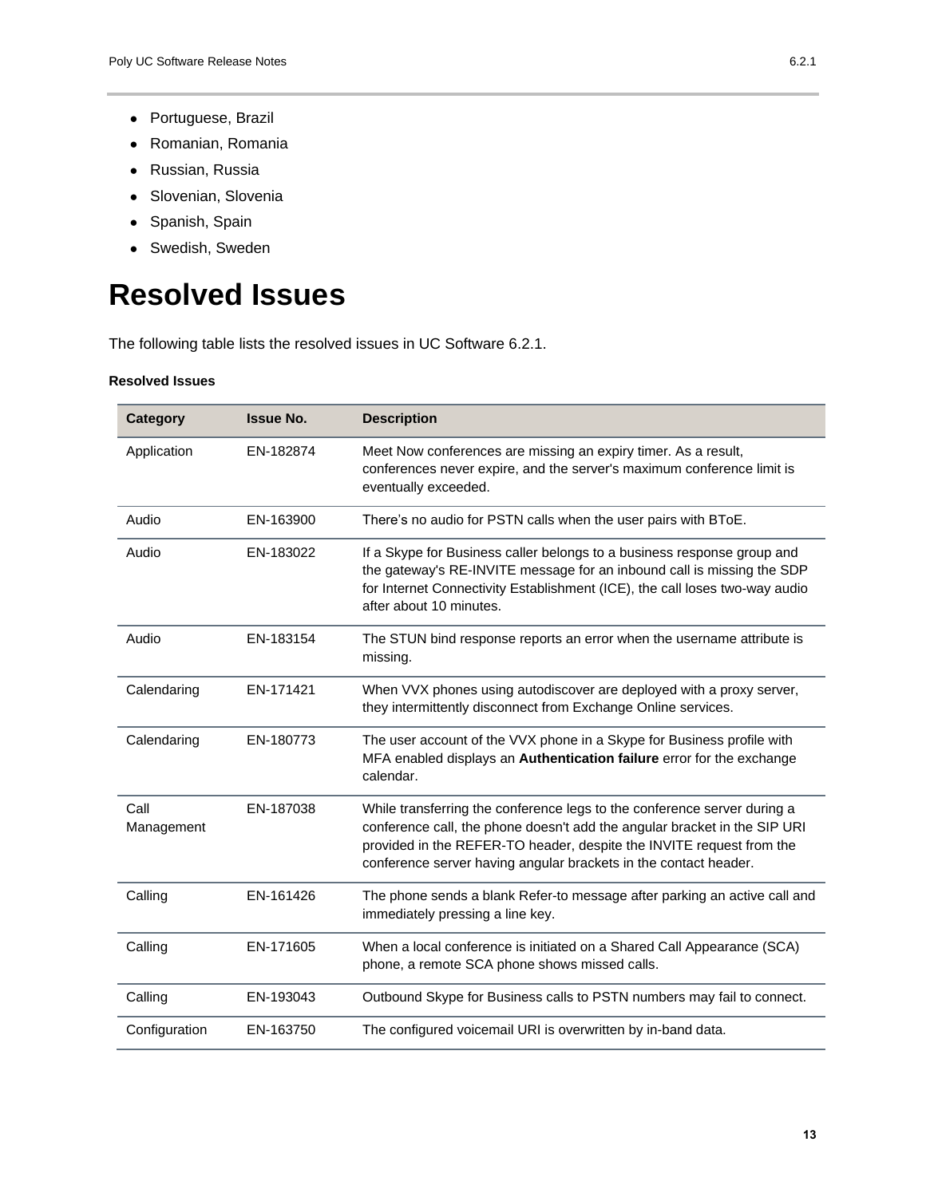- Portuguese, Brazil
- Romanian, Romania
- Russian, Russia
- Slovenian, Slovenia
- Spanish, Spain
- Swedish, Sweden

# Resolved Issues

The following table lists the resolved issues in UC Software 6.2.1.

**Resolved Issues**

| Category | Issue No. | Description |
|---|---|---|
| Application | EN-182874 | Meet Now conferences are missing an expiry timer. As a result, conferences never expire, and the server's maximum conference limit is eventually exceeded. |
| Audio | EN-163900 | There's no audio for PSTN calls when the user pairs with BToE. |
| Audio | EN-183022 | If a Skype for Business caller belongs to a business response group and the gateway's RE-INVITE message for an inbound call is missing the SDP for Internet Connectivity Establishment (ICE), the call loses two-way audio after about 10 minutes. |
| Audio | EN-183154 | The STUN bind response reports an error when the username attribute is missing. |
| Calendaring | EN-171421 | When VVX phones using autodiscover are deployed with a proxy server, they intermittently disconnect from Exchange Online services. |
| Calendaring | EN-180773 | The user account of the VVX phone in a Skype for Business profile with MFA enabled displays an **Authentication failure** error for the exchange calendar. |
| Call Management | EN-187038 | While transferring the conference legs to the conference server during a conference call, the phone doesn't add the angular bracket in the SIP URI provided in the REFER-TO header, despite the INVITE request from the conference server having angular brackets in the contact header. |
| Calling | EN-161426 | The phone sends a blank Refer-to message after parking an active call and immediately pressing a line key. |
| Calling | EN-171605 | When a local conference is initiated on a Shared Call Appearance (SCA) phone, a remote SCA phone shows missed calls. |
| Calling | EN-193043 | Outbound Skype for Business calls to PSTN numbers may fail to connect. |
| Configuration | EN-163750 | The configured voicemail URI is overwritten by in-band data. |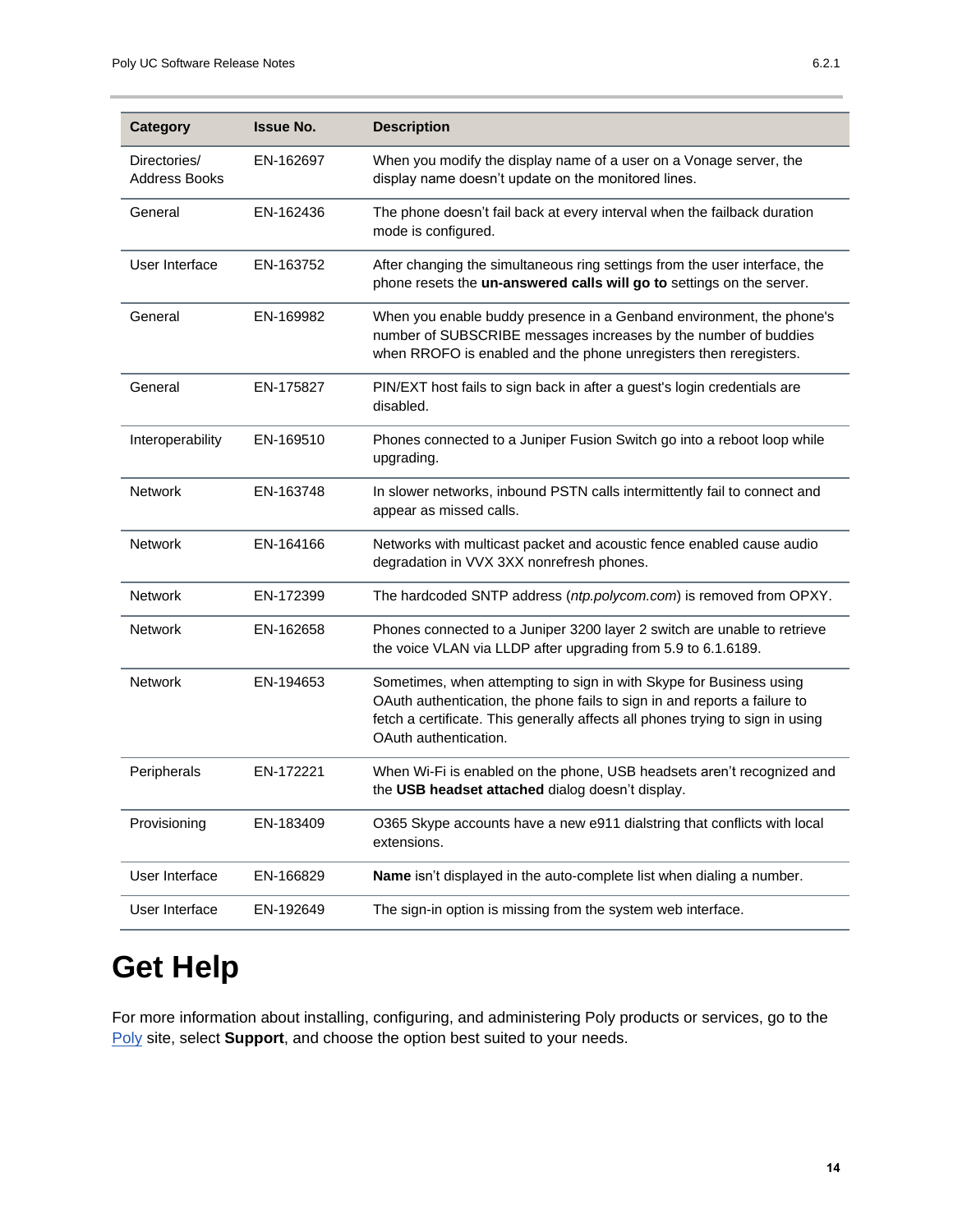| Category | Issue No. | Description |
| --- | --- | --- |
| Directories/ Address Books | EN-162697 | When you modify the display name of a user on a Vonage server, the display name doesn't update on the monitored lines. |
| General | EN-162436 | The phone doesn't fail back at every interval when the failback duration mode is configured. |
| User Interface | EN-163752 | After changing the simultaneous ring settings from the user interface, the phone resets the **un-answered calls will go to** settings on the server. |
| General | EN-169982 | When you enable buddy presence in a Genband environment, the phone's number of SUBSCRIBE messages increases by the number of buddies when RROFO is enabled and the phone unregisters then reregisters. |
| General | EN-175827 | PIN/EXT host fails to sign back in after a guest's login credentials are disabled. |
| Interoperability | EN-169510 | Phones connected to a Juniper Fusion Switch go into a reboot loop while upgrading. |
| Network | EN-163748 | In slower networks, inbound PSTN calls intermittently fail to connect and appear as missed calls. |
| Network | EN-164166 | Networks with multicast packet and acoustic fence enabled cause audio degradation in VVX 3XX nonrefresh phones. |
| Network | EN-172399 | The hardcoded SNTP address (*ntp.polycom.com*) is removed from OPXY. |
| Network | EN-162658 | Phones connected to a Juniper 3200 layer 2 switch are unable to retrieve the voice VLAN via LLDP after upgrading from 5.9 to 6.1.6189. |
| Network | EN-194653 | Sometimes, when attempting to sign in with Skype for Business using OAuth authentication, the phone fails to sign in and reports a failure to fetch a certificate. This generally affects all phones trying to sign in using OAuth authentication. |
| Peripherals | EN-172221 | When Wi-Fi is enabled on the phone, USB headsets aren't recognized and the **USB headset attached** dialog doesn't display. |
| Provisioning | EN-183409 | O365 Skype accounts have a new e911 dialstring that conflicts with local extensions. |
| User Interface | EN-166829 | **Name** isn't displayed in the auto-complete list when dialing a number. |
| User Interface | EN-192649 | The sign-in option is missing from the system web interface. |

# Get Help

For more information about installing, configuring, and administering Poly products or services, go to the Poly site, select **Support**, and choose the option best suited to your needs.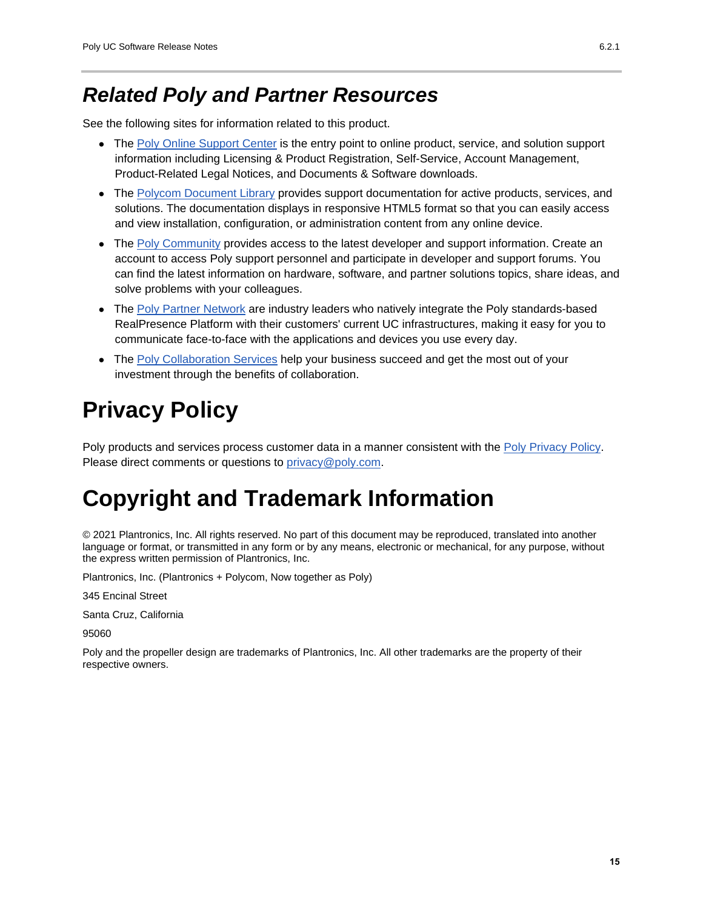## *Related Poly and Partner Resources*

See the following sites for information related to this product.

- The Poly Online Support Center is the entry point to online product, service, and solution support information including Licensing & Product Registration, Self-Service, Account Management, Product-Related Legal Notices, and Documents & Software downloads.
- The Polycom Document Library provides support documentation for active products, services, and solutions. The documentation displays in responsive HTML5 format so that you can easily access and view installation, configuration, or administration content from any online device.
- The Poly Community provides access to the latest developer and support information. Create an account to access Poly support personnel and participate in developer and support forums. You can find the latest information on hardware, software, and partner solutions topics, share ideas, and solve problems with your colleagues.
- The Poly Partner Network are industry leaders who natively integrate the Poly standards-based RealPresence Platform with their customers' current UC infrastructures, making it easy for you to communicate face-to-face with the applications and devices you use every day.
- The Poly Collaboration Services help your business succeed and get the most out of your investment through the benefits of collaboration.

# Privacy Policy

Poly products and services process customer data in a manner consistent with the Poly Privacy Policy. Please direct comments or questions to privacy@poly.com.

# Copyright and Trademark Information

© 2021 Plantronics, Inc. All rights reserved. No part of this document may be reproduced, translated into another language or format, or transmitted in any form or by any means, electronic or mechanical, for any purpose, without the express written permission of Plantronics, Inc.

Plantronics, Inc. (Plantronics + Polycom, Now together as Poly)

345 Encinal Street

Santa Cruz, California

95060

Poly and the propeller design are trademarks of Plantronics, Inc. All other trademarks are the property of their respective owners.